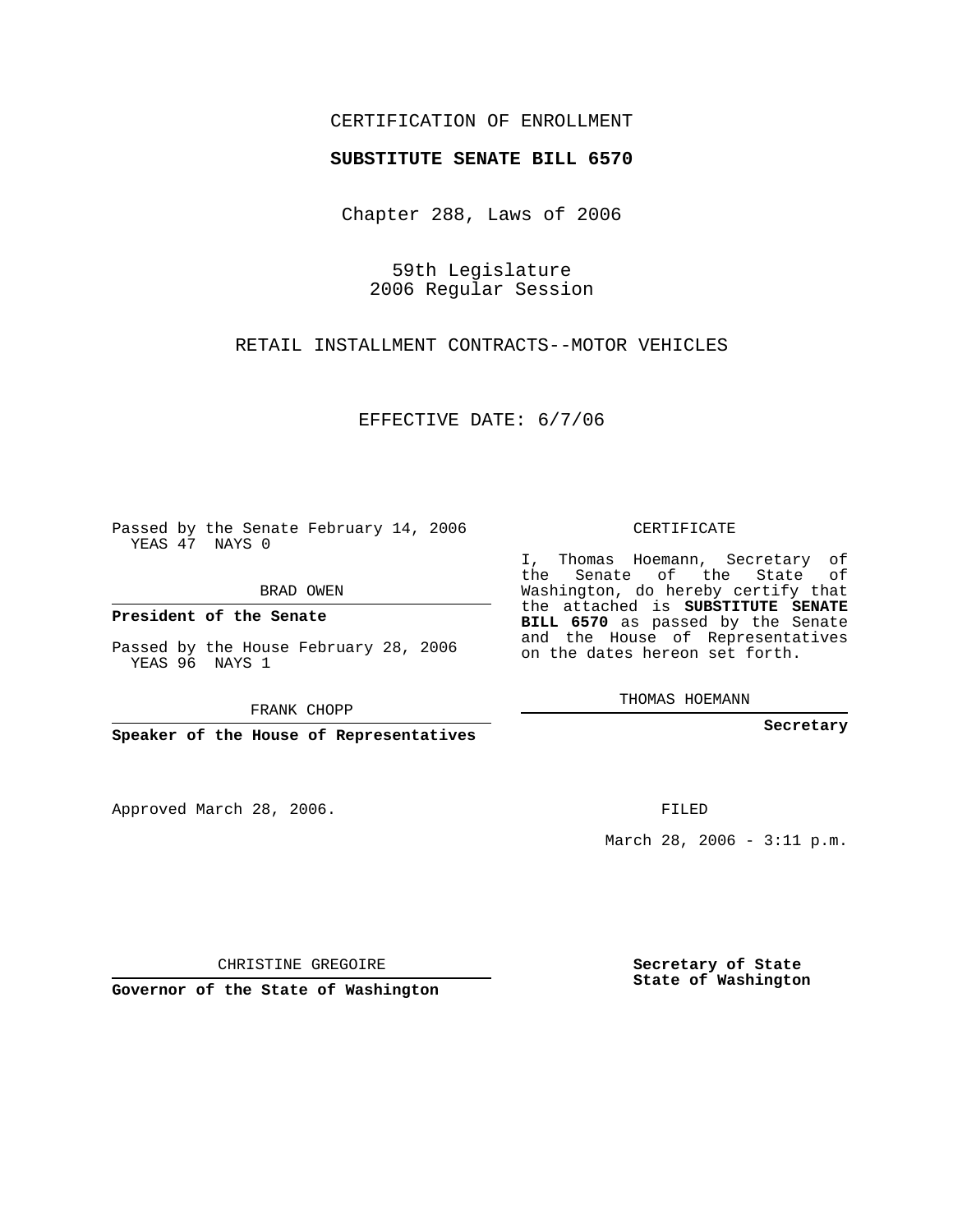CERTIFICATION OF ENROLLMENT

**SUBSTITUTE SENATE BILL 6570**

Chapter 288, Laws of 2006

59th Legislature
2006 Regular Session

RETAIL INSTALLMENT CONTRACTS--MOTOR VEHICLES

EFFECTIVE DATE: 6/7/06

Passed by the Senate February 14, 2006
YEAS 47 NAYS 0

BRAD OWEN

**President of the Senate**

Passed by the House February 28, 2006
YEAS 96 NAYS 1

FRANK CHOPP

**Speaker of the House of Representatives**

CERTIFICATE

I, Thomas Hoemann, Secretary of the Senate of the State of Washington, do hereby certify that the attached is **SUBSTITUTE SENATE BILL 6570** as passed by the Senate and the House of Representatives on the dates hereon set forth.

THOMAS HOEMANN

**Secretary**

Approved March 28, 2006.

FILED

March 28, 2006 - 3:11 p.m.

CHRISTINE GREGOIRE

**Governor of the State of Washington**

**Secretary of State**
**State of Washington**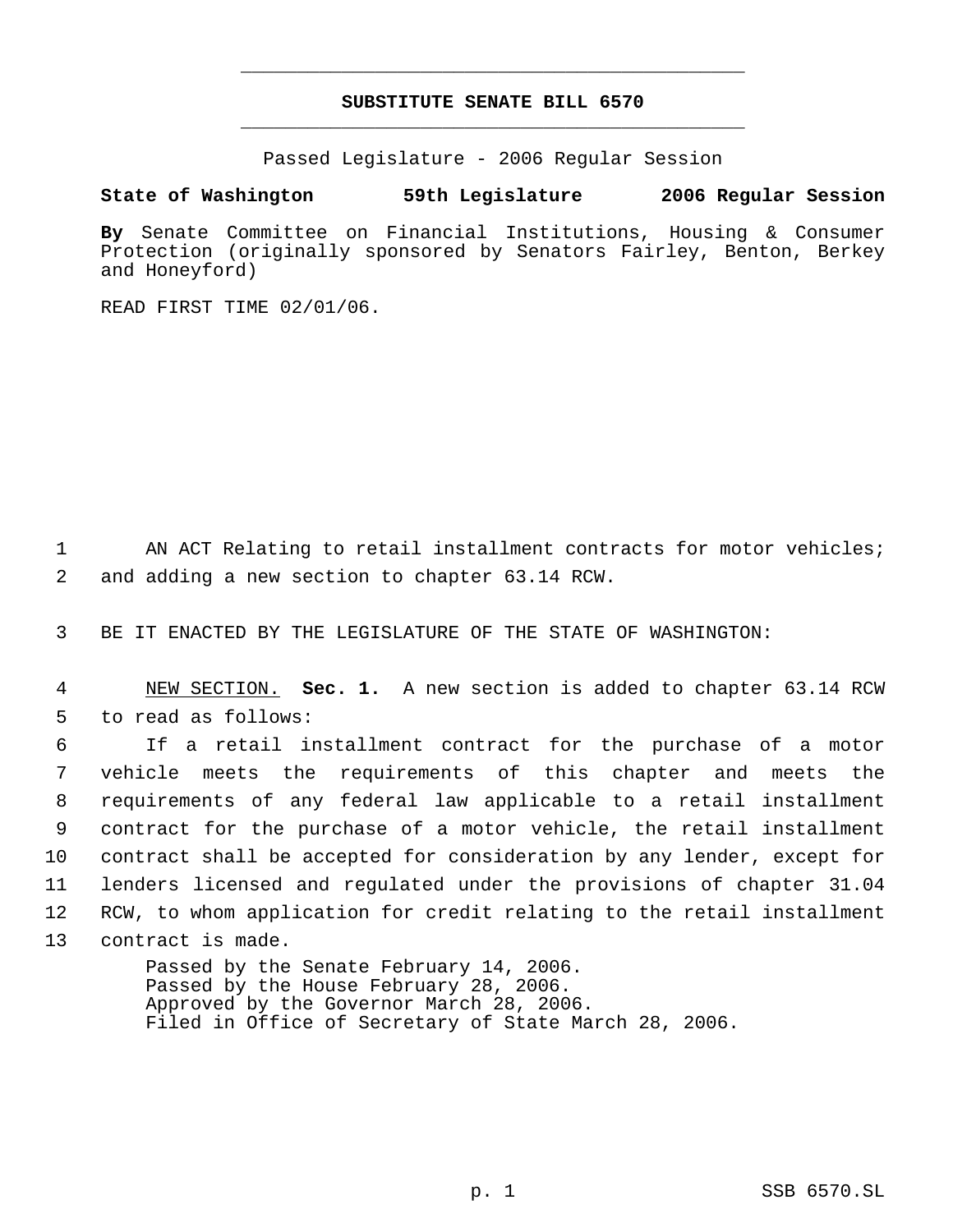# SUBSTITUTE SENATE BILL 6570

Passed Legislature - 2006 Regular Session

**State of Washington 59th Legislature 2006 Regular Session**

**By** Senate Committee on Financial Institutions, Housing & Consumer Protection (originally sponsored by Senators Fairley, Benton, Berkey and Honeyford)

READ FIRST TIME 02/01/06.

AN ACT Relating to retail installment contracts for motor vehicles; and adding a new section to chapter 63.14 RCW.

BE IT ENACTED BY THE LEGISLATURE OF THE STATE OF WASHINGTON:

NEW SECTION. **Sec. 1.** A new section is added to chapter 63.14 RCW to read as follows:

If a retail installment contract for the purchase of a motor vehicle meets the requirements of this chapter and meets the requirements of any federal law applicable to a retail installment contract for the purchase of a motor vehicle, the retail installment contract shall be accepted for consideration by any lender, except for lenders licensed and regulated under the provisions of chapter 31.04 RCW, to whom application for credit relating to the retail installment contract is made.

Passed by the Senate February 14, 2006.
Passed by the House February 28, 2006.
Approved by the Governor March 28, 2006.
Filed in Office of Secretary of State March 28, 2006.